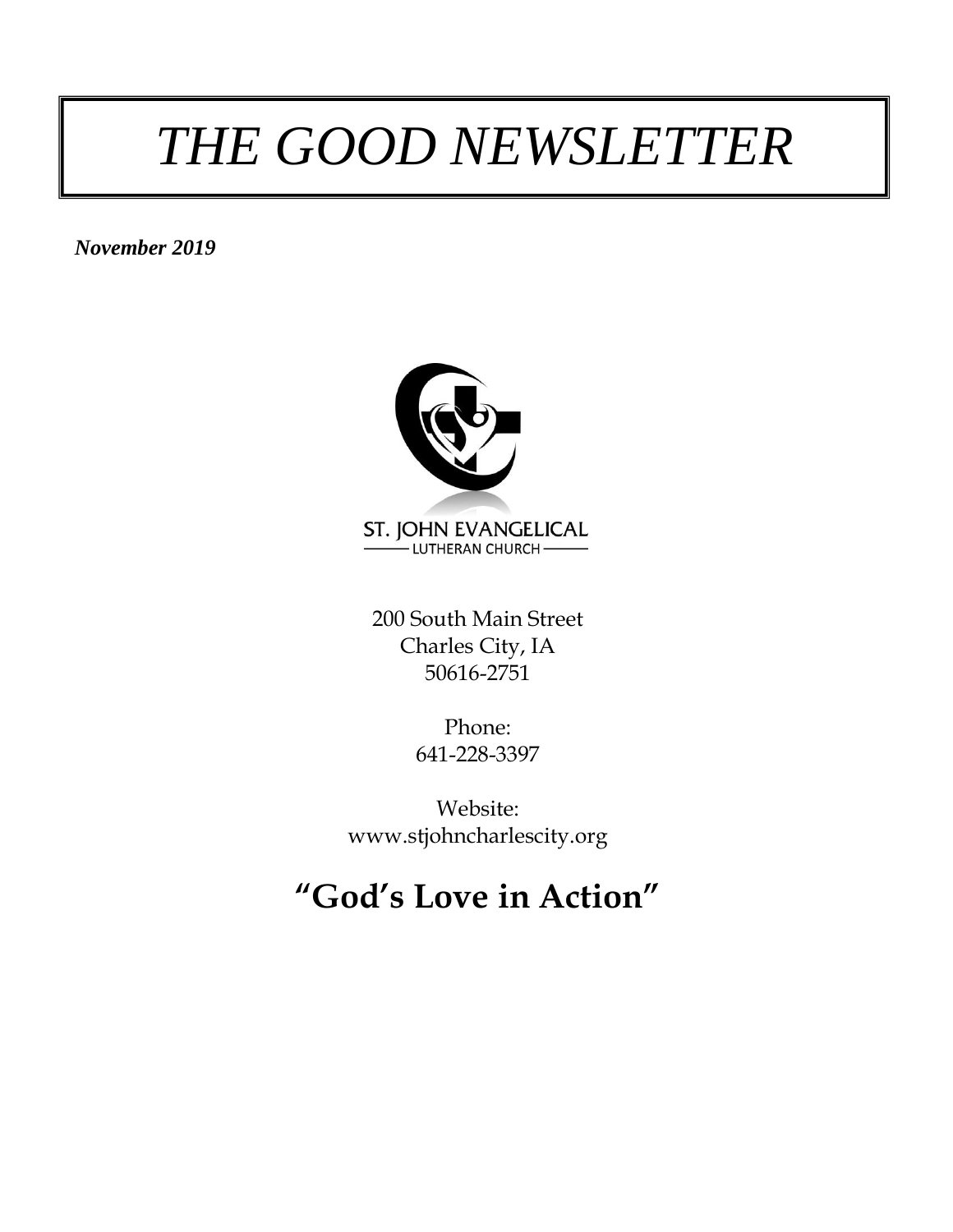# THE GOOD NEWSLETTER

***November 2019***

ST. JOHN EVANGELICAL
LUTHERAN CHURCH

200 South Main Street
Charles City, IA
50616-2751

Phone:
641-228-3397

Website:
www.stjohncharlescity.org

## "God's Love in Action"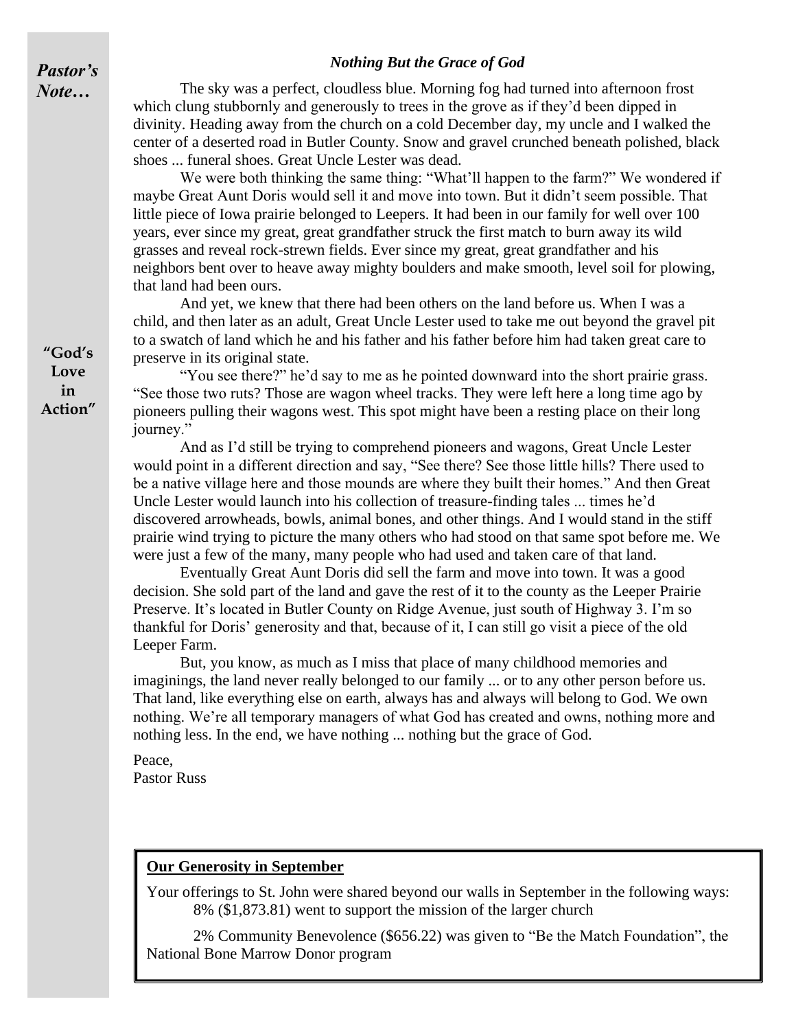***Pastor's Note…***

***Nothing But the Grace of God***

The sky was a perfect, cloudless blue. Morning fog had turned into afternoon frost which clung stubbornly and generously to trees in the grove as if they'd been dipped in divinity. Heading away from the church on a cold December day, my uncle and I walked the center of a deserted road in Butler County. Snow and gravel crunched beneath polished, black shoes ... funeral shoes. Great Uncle Lester was dead.

We were both thinking the same thing: "What'll happen to the farm?" We wondered if maybe Great Aunt Doris would sell it and move into town. But it didn't seem possible. That little piece of Iowa prairie belonged to Leepers. It had been in our family for well over 100 years, ever since my great, great grandfather struck the first match to burn away its wild grasses and reveal rock-strewn fields. Ever since my great, great grandfather and his neighbors bent over to heave away mighty boulders and make smooth, level soil for plowing, that land had been ours.

And yet, we knew that there had been others on the land before us. When I was a child, and then later as an adult, Great Uncle Lester used to take me out beyond the gravel pit to a swatch of land which he and his father and his father before him had taken great care to preserve in its original state.

**"God's Love in Action"**

"You see there?" he'd say to me as he pointed downward into the short prairie grass. "See those two ruts? Those are wagon wheel tracks. They were left here a long time ago by pioneers pulling their wagons west. This spot might have been a resting place on their long journey."

And as I'd still be trying to comprehend pioneers and wagons, Great Uncle Lester would point in a different direction and say, "See there? See those little hills? There used to be a native village here and those mounds are where they built their homes." And then Great Uncle Lester would launch into his collection of treasure-finding tales ... times he'd discovered arrowheads, bowls, animal bones, and other things. And I would stand in the stiff prairie wind trying to picture the many others who had stood on that same spot before me. We were just a few of the many, many people who had used and taken care of that land.

Eventually Great Aunt Doris did sell the farm and move into town. It was a good decision. She sold part of the land and gave the rest of it to the county as the Leeper Prairie Preserve. It's located in Butler County on Ridge Avenue, just south of Highway 3. I'm so thankful for Doris' generosity and that, because of it, I can still go visit a piece of the old Leeper Farm.

But, you know, as much as I miss that place of many childhood memories and imaginings, the land never really belonged to our family ... or to any other person before us. That land, like everything else on earth, always has and always will belong to God. We own nothing. We're all temporary managers of what God has created and owns, nothing more and nothing less. In the end, we have nothing ... nothing but the grace of God.

Peace,
Pastor Russ

**<u>Our Generosity in September</u>**

Your offerings to St. John were shared beyond our walls in September in the following ways:

8% ($1,873.81) went to support the mission of the larger church

2% Community Benevolence ($656.22) was given to "Be the Match Foundation", the National Bone Marrow Donor program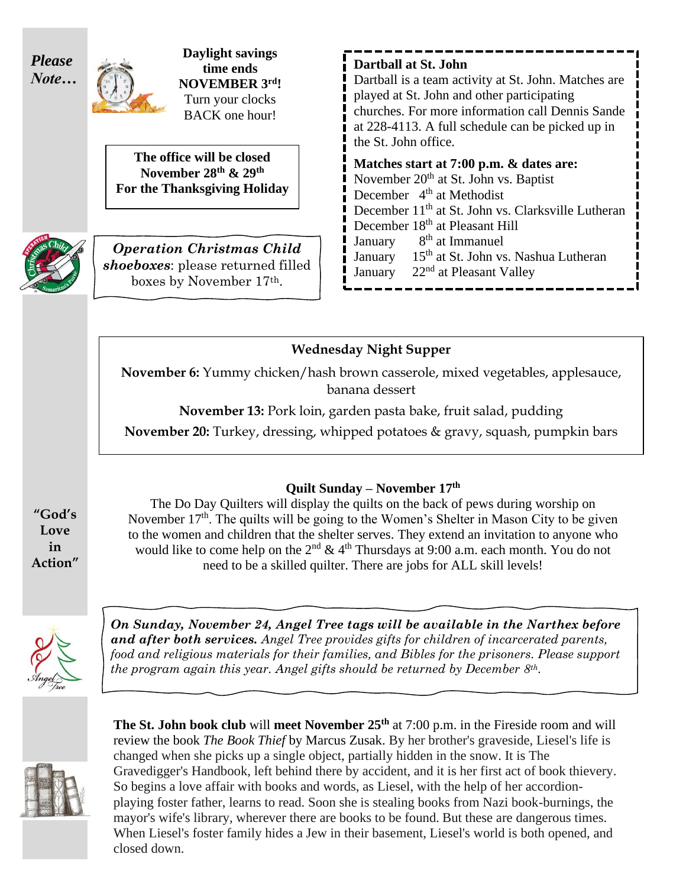*Please Note…*

**Daylight savings time ends NOVEMBER 3rd!**
Turn your clocks BACK one hour!

**The office will be closed November 28th & 29th For the Thanksgiving Holiday**

***Operation Christmas Child shoeboxes***: please returned filled boxes by November 17th.

**Dartball at St. John**

Dartball is a team activity at St. John. Matches are played at St. John and other participating churches. For more information call Dennis Sande at 228-4113. A full schedule can be picked up in the St. John office.

**Matches start at 7:00 p.m. & dates are:**

November 20th at St. John vs. Baptist
December 4th at Methodist
December 11th at St. John vs. Clarksville Lutheran
December 18th at Pleasant Hill
January 8th at Immanuel
January 15th at St. John vs. Nashua Lutheran
January 22nd at Pleasant Valley

**Wednesday Night Supper**

**November 6:** Yummy chicken/hash brown casserole, mixed vegetables, applesauce, banana dessert

**November 13:** Pork loin, garden pasta bake, fruit salad, pudding

**November 20:** Turkey, dressing, whipped potatoes & gravy, squash, pumpkin bars

**"God's Love in Action"**

**Quilt Sunday – November 17th**

The Do Day Quilters will display the quilts on the back of pews during worship on November 17th. The quilts will be going to the Women's Shelter in Mason City to be given to the women and children that the shelter serves. They extend an invitation to anyone who would like to come help on the 2nd & 4th Thursdays at 9:00 a.m. each month. You do not need to be a skilled quilter. There are jobs for ALL skill levels!

***On Sunday, November 24, Angel Tree tags will be available in the Narthex before and after both services.*** *Angel Tree provides gifts for children of incarcerated parents, food and religious materials for their families, and Bibles for the prisoners. Please support the program again this year. Angel gifts should be returned by December 8th.*

**The St. John book club** will **meet November 25th** at 7:00 p.m. in the Fireside room and will review the book *The Book Thief* by Marcus Zusak. By her brother's graveside, Liesel's life is changed when she picks up a single object, partially hidden in the snow. It is The Gravedigger's Handbook, left behind there by accident, and it is her first act of book thievery. So begins a love affair with books and words, as Liesel, with the help of her accordion-playing foster father, learns to read. Soon she is stealing books from Nazi book-burnings, the mayor's wife's library, wherever there are books to be found. But these are dangerous times. When Liesel's foster family hides a Jew in their basement, Liesel's world is both opened, and closed down.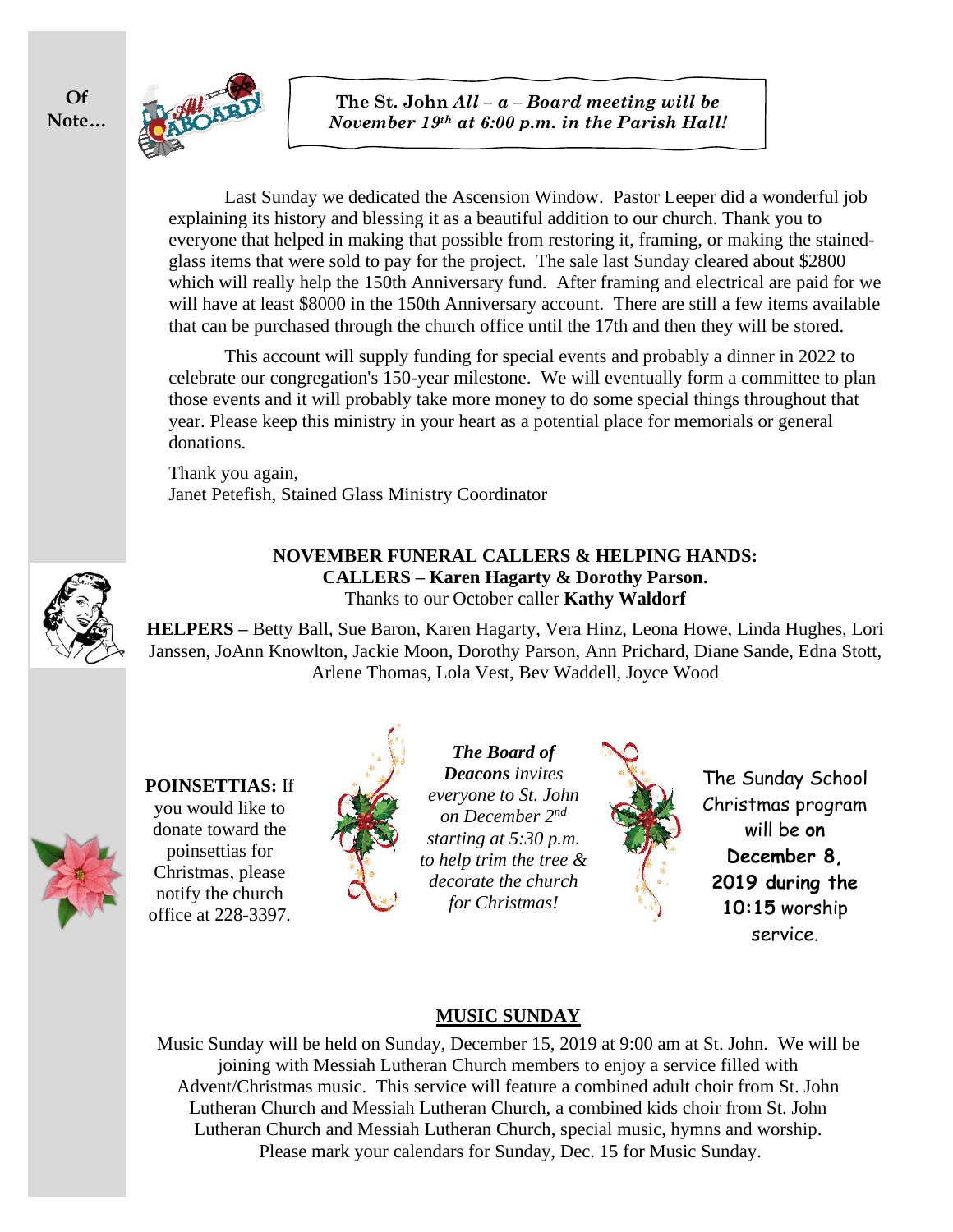**Of Note…**

***The St. John All – a – Board meeting will be November 19th at 6:00 p.m. in the Parish Hall!***

Last Sunday we dedicated the Ascension Window. Pastor Leeper did a wonderful job explaining its history and blessing it as a beautiful addition to our church. Thank you to everyone that helped in making that possible from restoring it, framing, or making the stained-glass items that were sold to pay for the project. The sale last Sunday cleared about $2800 which will really help the 150th Anniversary fund. After framing and electrical are paid for we will have at least $8000 in the 150th Anniversary account. There are still a few items available that can be purchased through the church office until the 17th and then they will be stored.

This account will supply funding for special events and probably a dinner in 2022 to celebrate our congregation's 150-year milestone. We will eventually form a committee to plan those events and it will probably take more money to do some special things throughout that year. Please keep this ministry in your heart as a potential place for memorials or general donations.

Thank you again,
Janet Petefish, Stained Glass Ministry Coordinator

**NOVEMBER FUNERAL CALLERS & HELPING HANDS:**
**CALLERS – Karen Hagarty & Dorothy Parson.**
Thanks to our October caller **Kathy Waldorf**

**HELPERS –** Betty Ball, Sue Baron, Karen Hagarty, Vera Hinz, Leona Howe, Linda Hughes, Lori Janssen, JoAnn Knowlton, Jackie Moon, Dorothy Parson, Ann Prichard, Diane Sande, Edna Stott, Arlene Thomas, Lola Vest, Bev Waddell, Joyce Wood

**POINSETTIAS:** If you would like to donate toward the poinsettias for Christmas, please notify the church office at 228-3397.

***The Board of Deacons*** *invites everyone to St. John on December 2nd starting at 5:30 p.m. to help trim the tree & decorate the church for Christmas!*

The Sunday School Christmas program will be **on December 8, 2019 during the 10:15** worship service.

**MUSIC SUNDAY**

Music Sunday will be held on Sunday, December 15, 2019 at 9:00 am at St. John. We will be joining with Messiah Lutheran Church members to enjoy a service filled with Advent/Christmas music. This service will feature a combined adult choir from St. John Lutheran Church and Messiah Lutheran Church, a combined kids choir from St. John Lutheran Church and Messiah Lutheran Church, special music, hymns and worship. Please mark your calendars for Sunday, Dec. 15 for Music Sunday.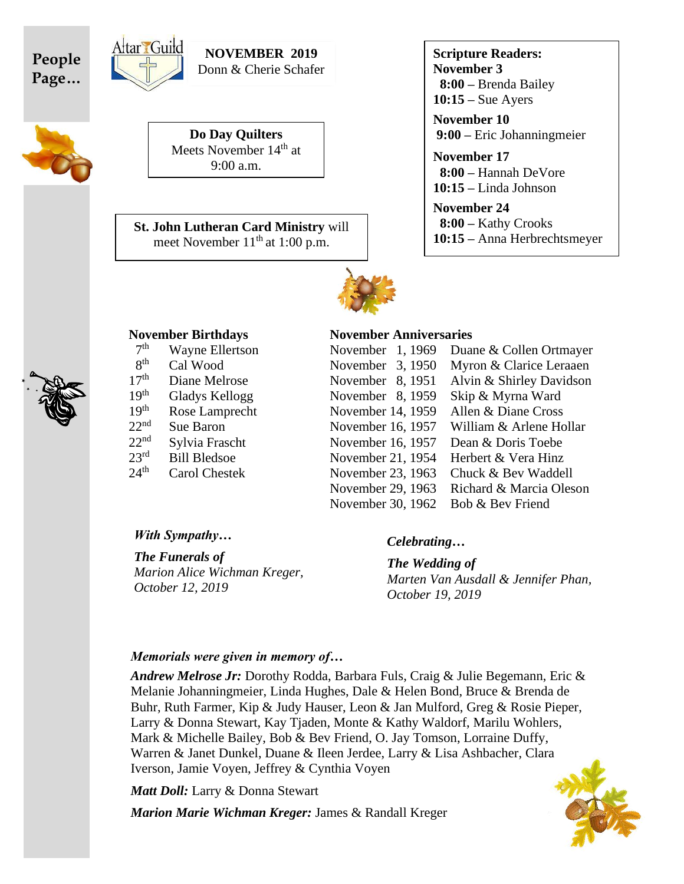# People Page…

Altar Guild

**NOVEMBER 2019**
Donn & Cherie Schafer

**Do Day Quilters**
Meets November 14th at 9:00 a.m.

**St. John Lutheran Card Ministry** will meet November 11th at 1:00 p.m.

**Scripture Readers:**

**November 3**
**8:00 –** Brenda Bailey
**10:15 –** Sue Ayers

**November 10**
**9:00 –** Eric Johanningmeier

**November 17**
**8:00 –** Hannah DeVore
**10:15 –** Linda Johnson

**November 24**
**8:00 –** Kathy Crooks
**10:15 –** Anna Herbrechtsmeyer

## November Birthdays

| | |
|---|---|
| 7th | Wayne Ellertson |
| 8th | Cal Wood |
| 17th | Diane Melrose |
| 19th | Gladys Kellogg |
| 19th | Rose Lamprecht |
| 22nd | Sue Baron |
| 22nd | Sylvia Frascht |
| 23rd | Bill Bledsoe |
| 24th | Carol Chestek |

## November Anniversaries

| | |
|---|---|
| November 1, 1969 | Duane & Collen Ortmayer |
| November 3, 1950 | Myron & Clarice Leraaen |
| November 8, 1951 | Alvin & Shirley Davidson |
| November 8, 1959 | Skip & Myrna Ward |
| November 14, 1959 | Allen & Diane Cross |
| November 16, 1957 | William & Arlene Hollar |
| November 16, 1957 | Dean & Doris Toebe |
| November 21, 1954 | Herbert & Vera Hinz |
| November 23, 1963 | Chuck & Bev Waddell |
| November 29, 1963 | Richard & Marcia Oleson |
| November 30, 1962 | Bob & Bev Friend |

***With Sympathy…***

***The Funerals of***
*Marion Alice Wichman Kreger, October 12, 2019*

***Celebrating…***

***The Wedding of***
*Marten Van Ausdall & Jennifer Phan, October 19, 2019*

***Memorials were given in memory of…***

***Andrew Melrose Jr:*** Dorothy Rodda, Barbara Fuls, Craig & Julie Begemann, Eric & Melanie Johanningmeier, Linda Hughes, Dale & Helen Bond, Bruce & Brenda de Buhr, Ruth Farmer, Kip & Judy Hauser, Leon & Jan Mulford, Greg & Rosie Pieper, Larry & Donna Stewart, Kay Tjaden, Monte & Kathy Waldorf, Marilu Wohlers, Mark & Michelle Bailey, Bob & Bev Friend, O. Jay Tomson, Lorraine Duffy, Warren & Janet Dunkel, Duane & Ileen Jerdee, Larry & Lisa Ashbacher, Clara Iverson, Jamie Voyen, Jeffrey & Cynthia Voyen

***Matt Doll:*** Larry & Donna Stewart

***Marion Marie Wichman Kreger:*** James & Randall Kreger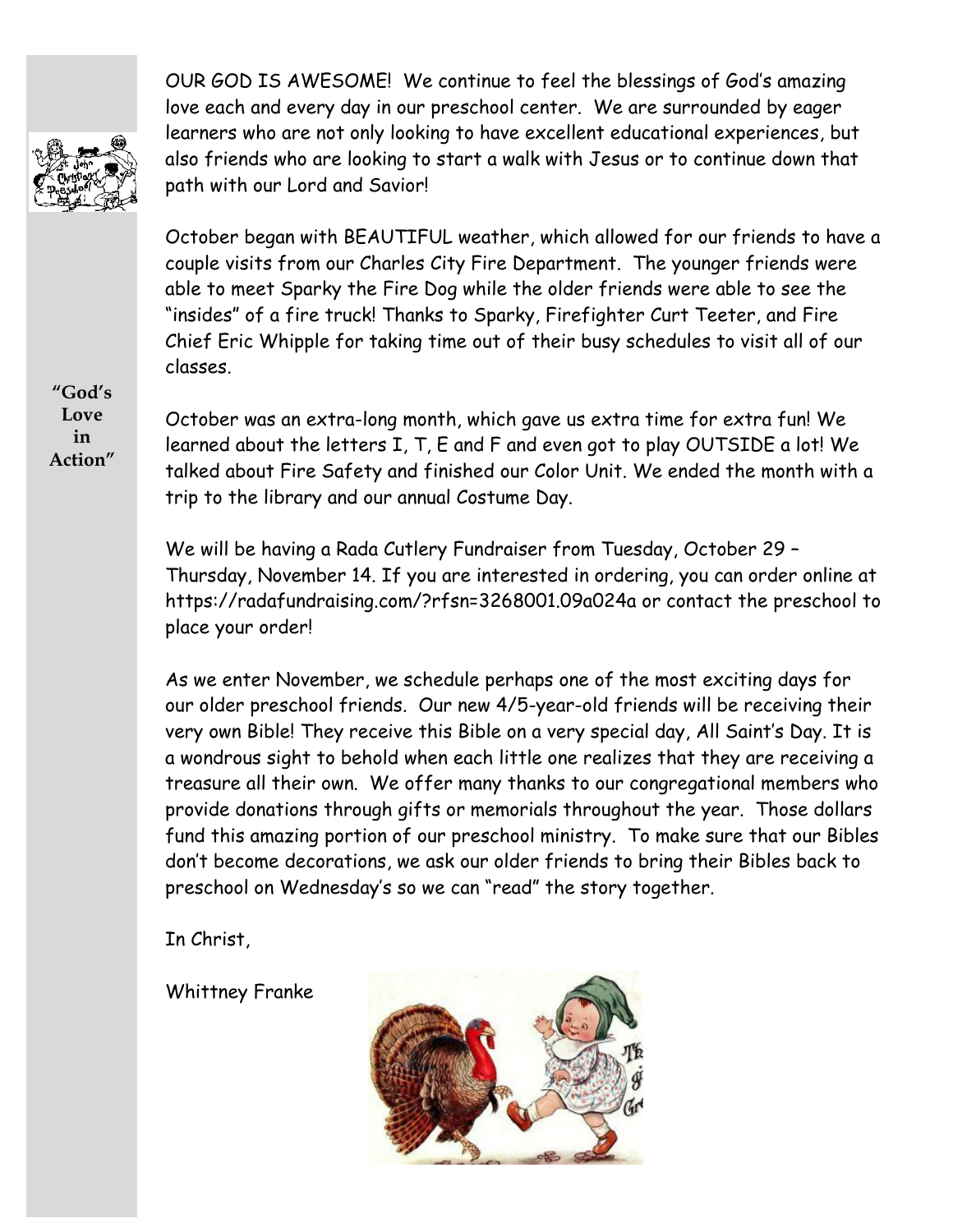"God's Love in Action"

OUR GOD IS AWESOME! We continue to feel the blessings of God's amazing love each and every day in our preschool center. We are surrounded by eager learners who are not only looking to have excellent educational experiences, but also friends who are looking to start a walk with Jesus or to continue down that path with our Lord and Savior!

October began with BEAUTIFUL weather, which allowed for our friends to have a couple visits from our Charles City Fire Department. The younger friends were able to meet Sparky the Fire Dog while the older friends were able to see the "insides" of a fire truck! Thanks to Sparky, Firefighter Curt Teeter, and Fire Chief Eric Whipple for taking time out of their busy schedules to visit all of our classes.

October was an extra-long month, which gave us extra time for extra fun! We learned about the letters I, T, E and F and even got to play OUTSIDE a lot! We talked about Fire Safety and finished our Color Unit. We ended the month with a trip to the library and our annual Costume Day.

We will be having a Rada Cutlery Fundraiser from Tuesday, October 29 – Thursday, November 14. If you are interested in ordering, you can order online at https://radafundraising.com/?rfsn=3268001.09a024a or contact the preschool to place your order!

As we enter November, we schedule perhaps one of the most exciting days for our older preschool friends. Our new 4/5-year-old friends will be receiving their very own Bible! They receive this Bible on a very special day, All Saint's Day. It is a wondrous sight to behold when each little one realizes that they are receiving a treasure all their own. We offer many thanks to our congregational members who provide donations through gifts or memorials throughout the year. Those dollars fund this amazing portion of our preschool ministry. To make sure that our Bibles don't become decorations, we ask our older friends to bring their Bibles back to preschool on Wednesday's so we can "read" the story together.

In Christ,

Whittney Franke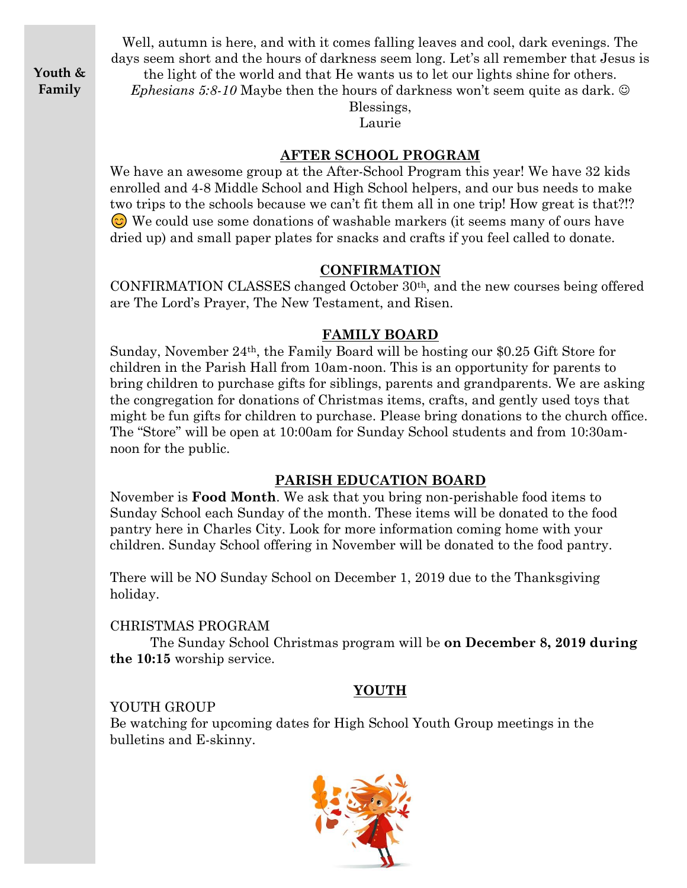**Youth & Family**

Well, autumn is here, and with it comes falling leaves and cool, dark evenings. The days seem short and the hours of darkness seem long. Let's all remember that Jesus is the light of the world and that He wants us to let our lights shine for others. *Ephesians 5:8-10* Maybe then the hours of darkness won't seem quite as dark. ☺

Blessings,
Laurie

## AFTER SCHOOL PROGRAM

We have an awesome group at the After-School Program this year! We have 32 kids enrolled and 4-8 Middle School and High School helpers, and our bus needs to make two trips to the schools because we can't fit them all in one trip! How great is that?!? 😊 We could use some donations of washable markers (it seems many of ours have dried up) and small paper plates for snacks and crafts if you feel called to donate.

## CONFIRMATION

CONFIRMATION CLASSES changed October 30th, and the new courses being offered are The Lord's Prayer, The New Testament, and Risen.

## FAMILY BOARD

Sunday, November 24th, the Family Board will be hosting our $0.25 Gift Store for children in the Parish Hall from 10am-noon. This is an opportunity for parents to bring children to purchase gifts for siblings, parents and grandparents. We are asking the congregation for donations of Christmas items, crafts, and gently used toys that might be fun gifts for children to purchase. Please bring donations to the church office. The "Store" will be open at 10:00am for Sunday School students and from 10:30am-noon for the public.

## PARISH EDUCATION BOARD

November is **Food Month**. We ask that you bring non-perishable food items to Sunday School each Sunday of the month. These items will be donated to the food pantry here in Charles City. Look for more information coming home with your children. Sunday School offering in November will be donated to the food pantry.

There will be NO Sunday School on December 1, 2019 due to the Thanksgiving holiday.

CHRISTMAS PROGRAM

The Sunday School Christmas program will be **on December 8, 2019 during the 10:15** worship service.

## YOUTH

YOUTH GROUP

Be watching for upcoming dates for High School Youth Group meetings in the bulletins and E-skinny.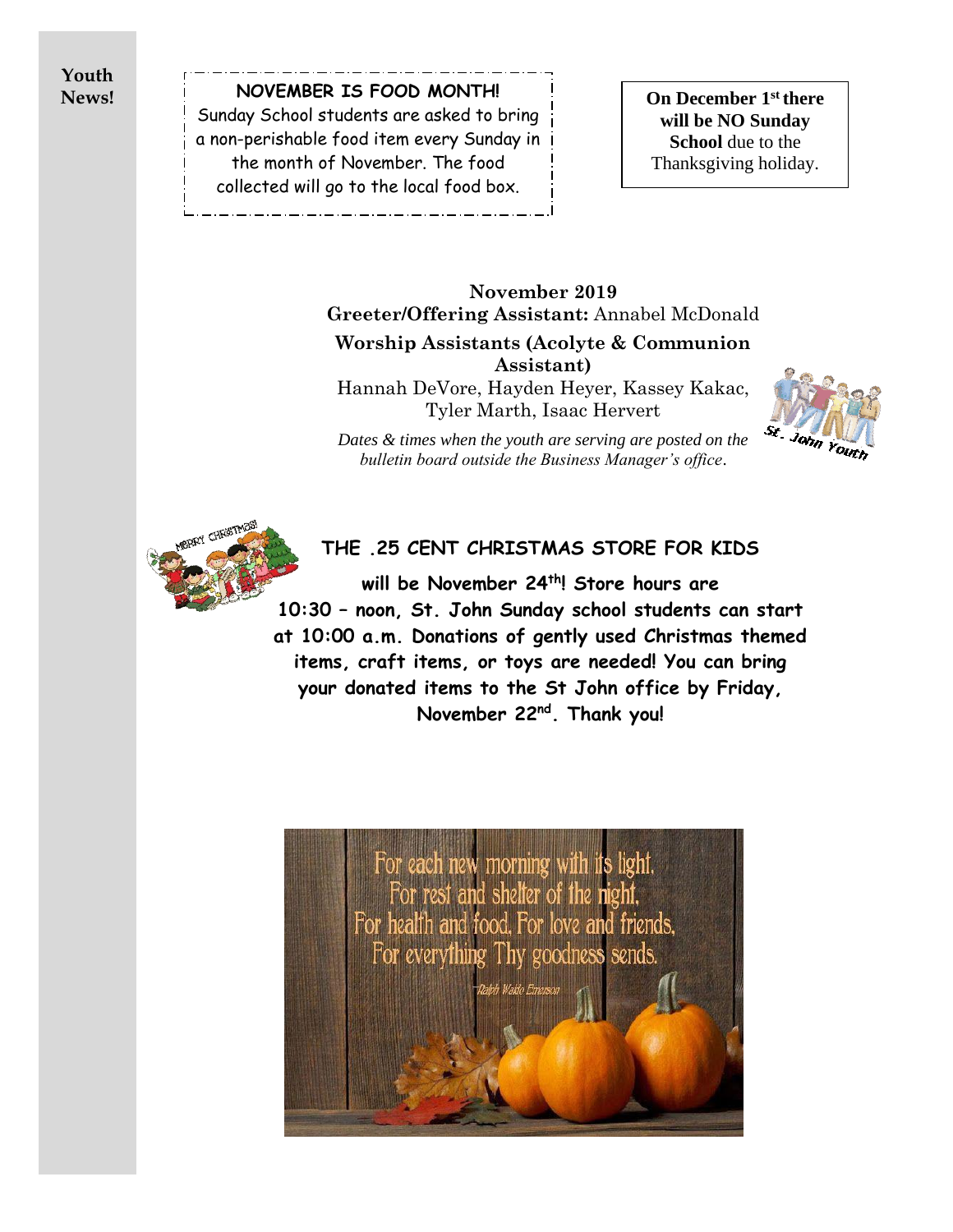**Youth News!**

**NOVEMBER IS FOOD MONTH!**

Sunday School students are asked to bring a non-perishable food item every Sunday in the month of November. The food collected will go to the local food box.

**On December 1st there will be NO Sunday School** due to the Thanksgiving holiday.

**November 2019**

**Greeter/Offering Assistant:** Annabel McDonald

**Worship Assistants (Acolyte & Communion Assistant)**

Hannah DeVore, Hayden Heyer, Kassey Kakac, Tyler Marth, Isaac Hervert

*Dates & times when the youth are serving are posted on the bulletin board outside the Business Manager's office.*

**THE .25 CENT CHRISTMAS STORE FOR KIDS**

**will be November 24th! Store hours are 10:30 – noon, St. John Sunday school students can start at 10:00 a.m. Donations of gently used Christmas themed items, craft items, or toys are needed! You can bring your donated items to the St John office by Friday, November 22nd. Thank you!**

For each new morning with its light,
For rest and shelter of the night,
For health and food, For love and friends,
For everything Thy goodness sends.

—Ralph Waldo Emerson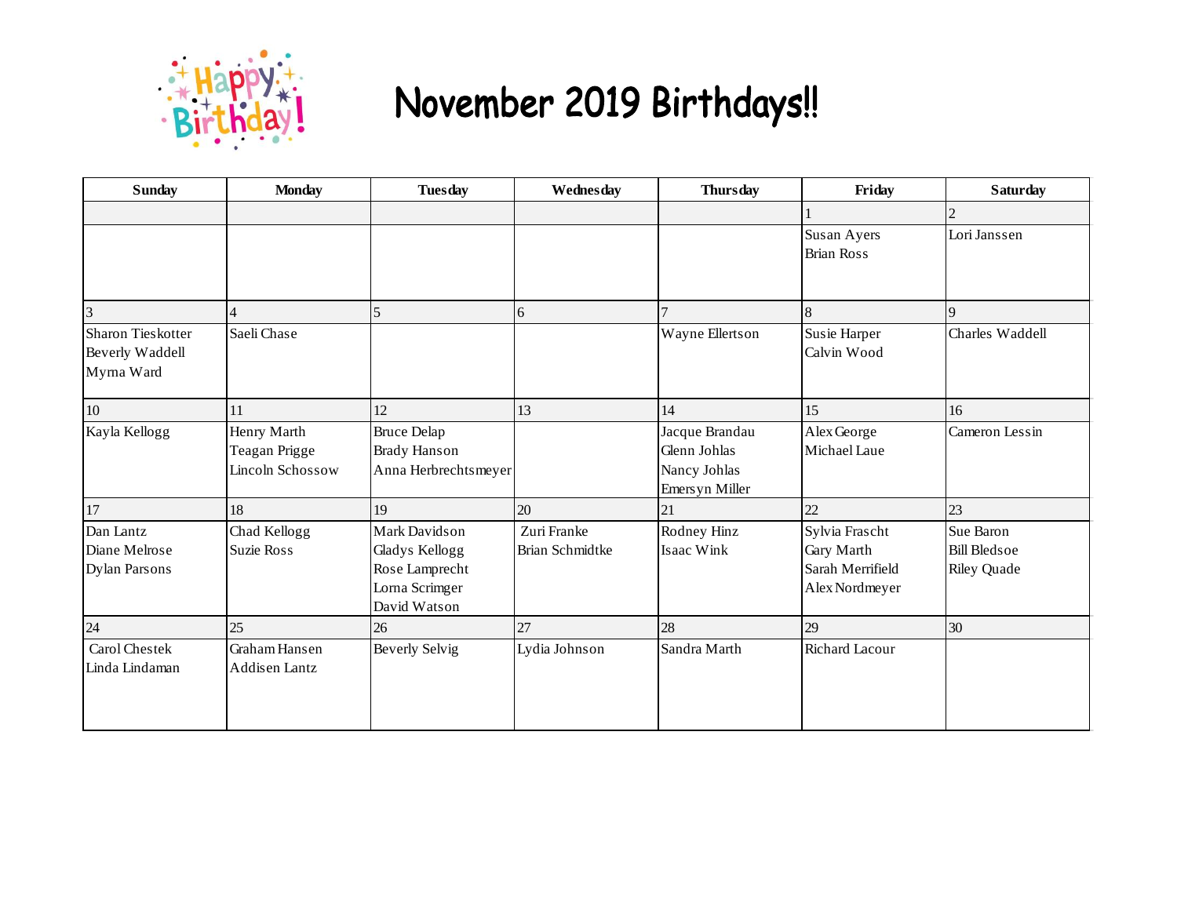# November 2019 Birthdays!!

| Sunday | Monday | Tuesday | Wednesday | Thursday | Friday | Saturday |
|---|---|---|---|---|---|---|
| | | | | | 1 | 2 |
| | | | | | Susan Ayers<br>Brian Ross | Lori Janssen |
| 3 | 4 | 5 | 6 | 7 | 8 | 9 |
| Sharon Tieskotter<br>Beverly Waddell<br>Myrna Ward | Saeli Chase | | | Wayne Ellertson | Susie Harper<br>Calvin Wood | Charles Waddell |
| 10 | 11 | 12 | 13 | 14 | 15 | 16 |
| Kayla Kellogg | Henry Marth<br>Teagan Prigge<br>Lincoln Schossow | Bruce Delap<br>Brady Hanson<br>Anna Herbrechtsmeyer | | Jacque Brandau<br>Glenn Johlas<br>Nancy Johlas<br>Emersyn Miller | Alex George<br>Michael Laue | Cameron Lessin |
| 17 | 18 | 19 | 20 | 21 | 22 | 23 |
| Dan Lantz<br>Diane Melrose<br>Dylan Parsons | Chad Kellogg<br>Suzie Ross | Mark Davidson<br>Gladys Kellogg<br>Rose Lamprecht<br>Lorna Scrimger<br>David Watson | Zuri Franke<br>Brian Schmidtke | Rodney Hinz<br>Isaac Wink | Sylvia Frascht<br>Gary Marth<br>Sarah Merrifield<br>Alex Nordmeyer | Sue Baron<br>Bill Bledsoe<br>Riley Quade |
| 24 | 25 | 26 | 27 | 28 | 29 | 30 |
| Carol Chestek<br>Linda Lindaman | Graham Hansen<br>Addisen Lantz | Beverly Selvig | Lydia Johnson | Sandra Marth | Richard Lacour | |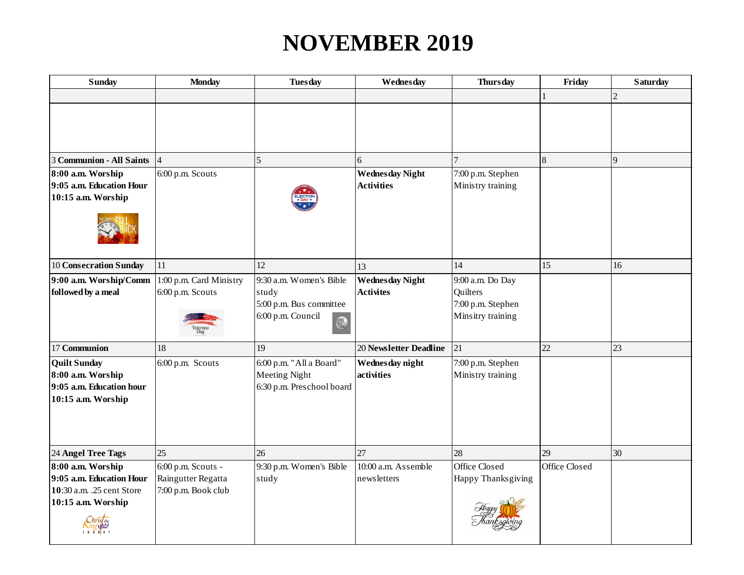# NOVEMBER 2019

| Sunday | Monday | Tuesday | Wednesday | Thursday | Friday | Saturday |
|---|---|---|---|---|---|---|
| | | | | | 1 | 2 |
| | | | | | | |
| 3 **Communion - All Saints** | 4 | 5 | 6 | 7 | 8 | 9 |
| **8:00 a.m. Worship**<br>**9:05 a.m. Education Hour**<br>**10:15 a.m. Worship** | 6:00 p.m. Scouts | | **Wednesday Night Activities** | 7:00 p.m. Stephen Ministry training | | |
| 10 **Consecration Sunday** | 11 | 12 | 13 | 14 | 15 | 16 |
| **9:00 a.m. Worship/Comm followed by a meal** | 1:00 p.m. Card Ministry<br>6:00 p.m. Scouts | 9:30 a.m. Women's Bible study<br>5:00 p.m. Bus committee<br>6:00 p.m. Council | **Wednesday Night Activites** | 9:00 a.m. Do Day Quilters<br>7:00 p.m. Stephen Minsitry training | | |
| 17 **Communion** | 18 | 19 | 20 **Newsletter Deadline** | 21 | 22 | 23 |
| **Quilt Sunday**<br>**8:00 a.m. Worship**<br>**9:05 a.m. Education hour**<br>**10:15 a.m. Worship** | 6:00 p.m. Scouts | 6:00 p.m. "All a Board" Meeting Night<br>6:30 p.m. Preschool board | **Wednesday night activities** | 7:00 p.m. Stephen Ministry training | | |
| 24 **Angel Tree Tags** | 25 | 26 | 27 | 28 | 29 | 30 |
| **8:00 a.m. Worship**<br>**9:05 a.m. Education Hour**<br>**10**:30 a.m. .25 cent Store<br>**10:15 a.m. Worship** | 6:00 p.m. Scouts - Raingutter Regatta<br>7:00 p.m. Book club | 9:30 p.m. Women's Bible study | 10:00 a.m. Assemble newsletters | Office Closed<br>Happy Thanksgiving | Office Closed | |